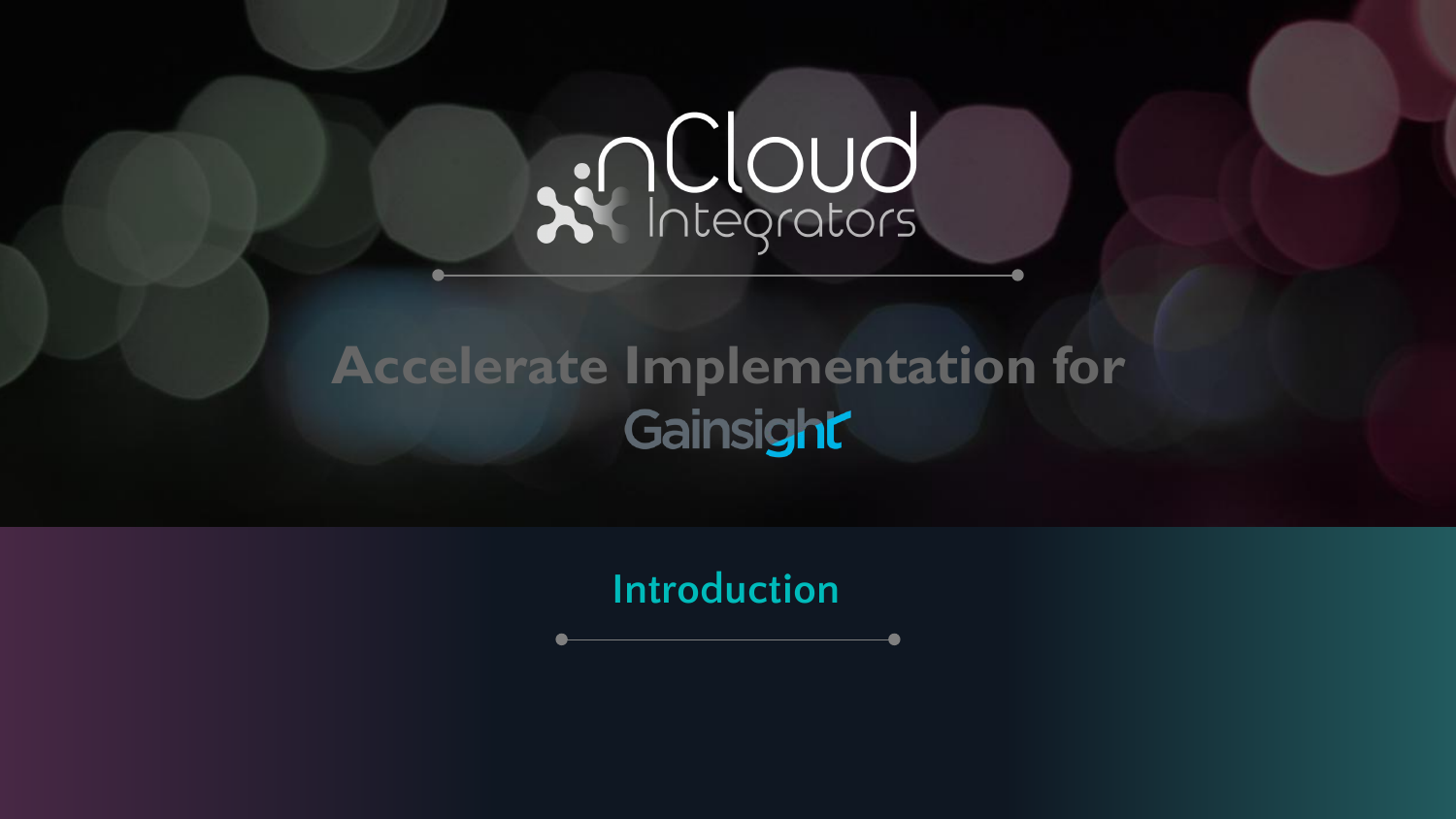nCloud Integrators

# Accelerate Implementation for Gainsight

## Introduction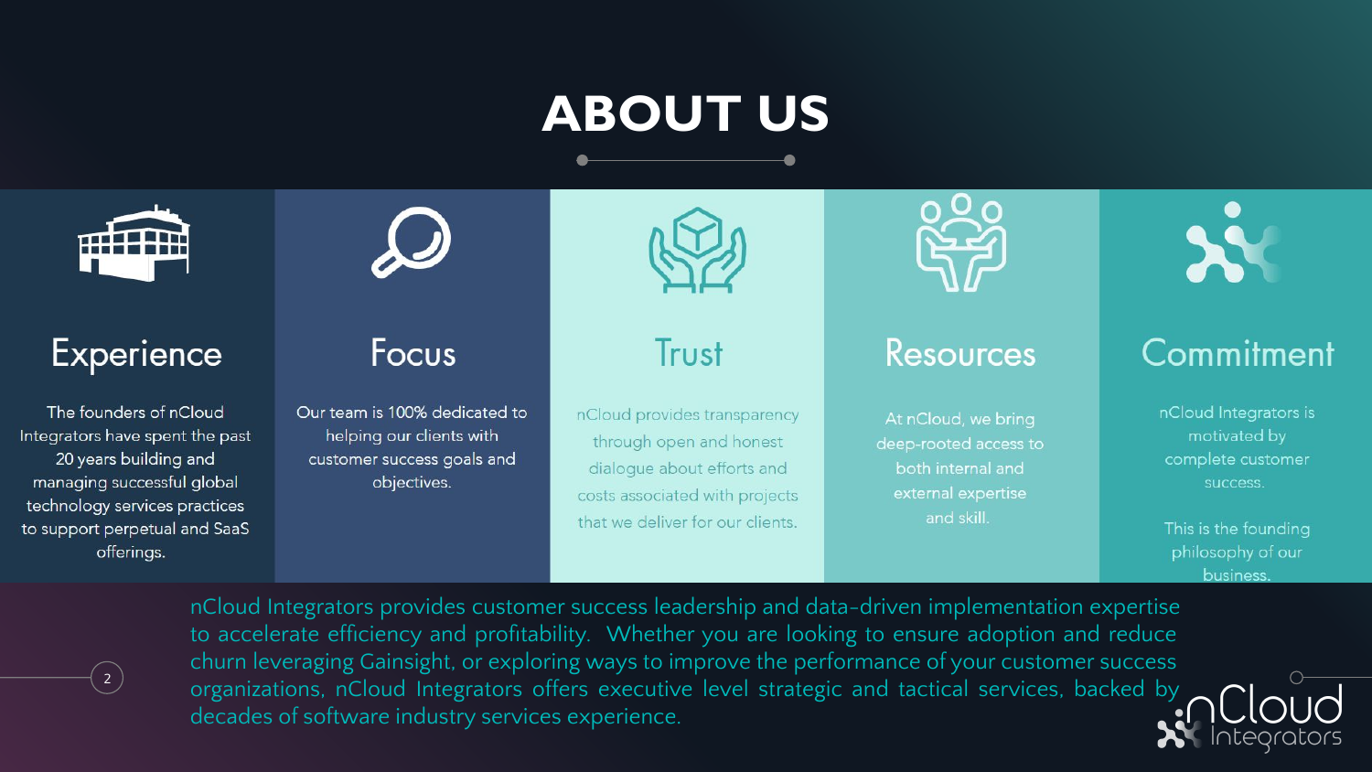# ABOUT US

## Experience

The founders of nCloud Integrators have spent the past 20 years building and managing successful global technology services practices to support perpetual and SaaS offerings.

## Focus

Our team is 100% dedicated to helping our clients with customer success goals and objectives.

## Trust

nCloud provides transparency through open and honest dialogue about efforts and costs associated with projects that we deliver for our clients.

## Resources

At nCloud, we bring deep-rooted access to both internal and external expertise and skill.

## Commitment

nCloud Integrators is motivated by complete customer success.

This is the founding philosophy of our business.

nCloud Integrators provides customer success leadership and data-driven implementation expertise to accelerate efficiency and profitability. Whether you are looking to ensure adoption and reduce churn leveraging Gainsight, or exploring ways to improve the performance of your customer success organizations, nCloud Integrators offers executive level strategic and tactical services, backed by decades of software industry services experience.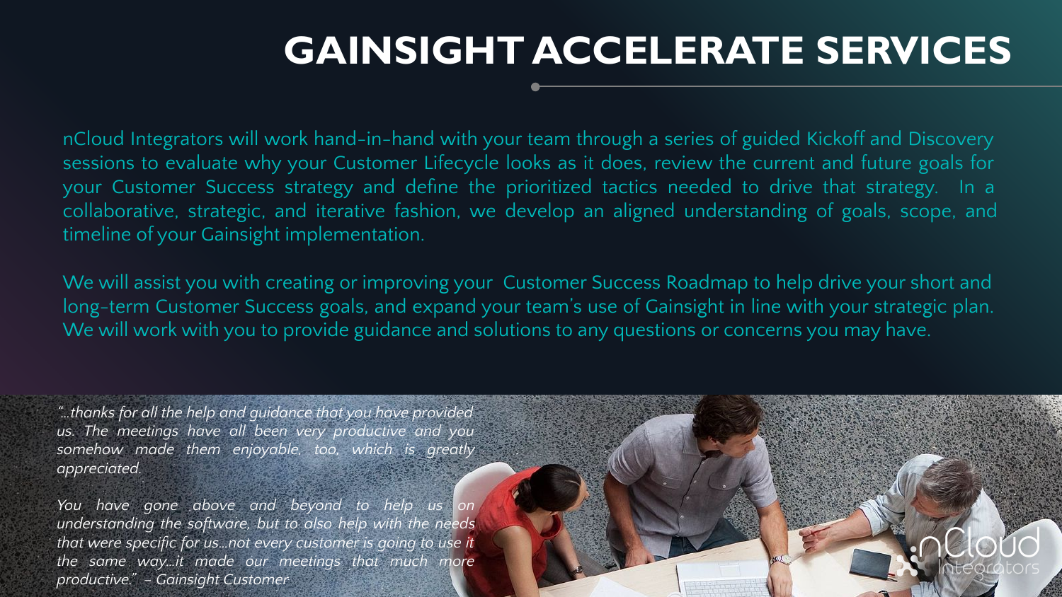# GAINSIGHT ACCELERATE SERVICES

nCloud Integrators will work hand-in-hand with your team through a series of guided Kickoff and Discovery sessions to evaluate why your Customer Lifecycle looks as it does, review the current and future goals for your Customer Success strategy and define the prioritized tactics needed to drive that strategy. In a collaborative, strategic, and iterative fashion, we develop an aligned understanding of goals, scope, and timeline of your Gainsight implementation.

We will assist you with creating or improving your Customer Success Roadmap to help drive your short and long-term Customer Success goals, and expand your team's use of Gainsight in line with your strategic plan. We will work with you to provide guidance and solutions to any questions or concerns you may have.

*"...thanks for all the help and guidance that you have provided us. The meetings have all been very productive and you somehow made them enjoyable, too, which is greatly appreciated.*

*You have gone above and beyond to help us on understanding the software, but to also help with the needs that were specific for us...not every customer is going to use it the same way...it made our meetings that much more productive." – Gainsight Customer*

nCloud Integrators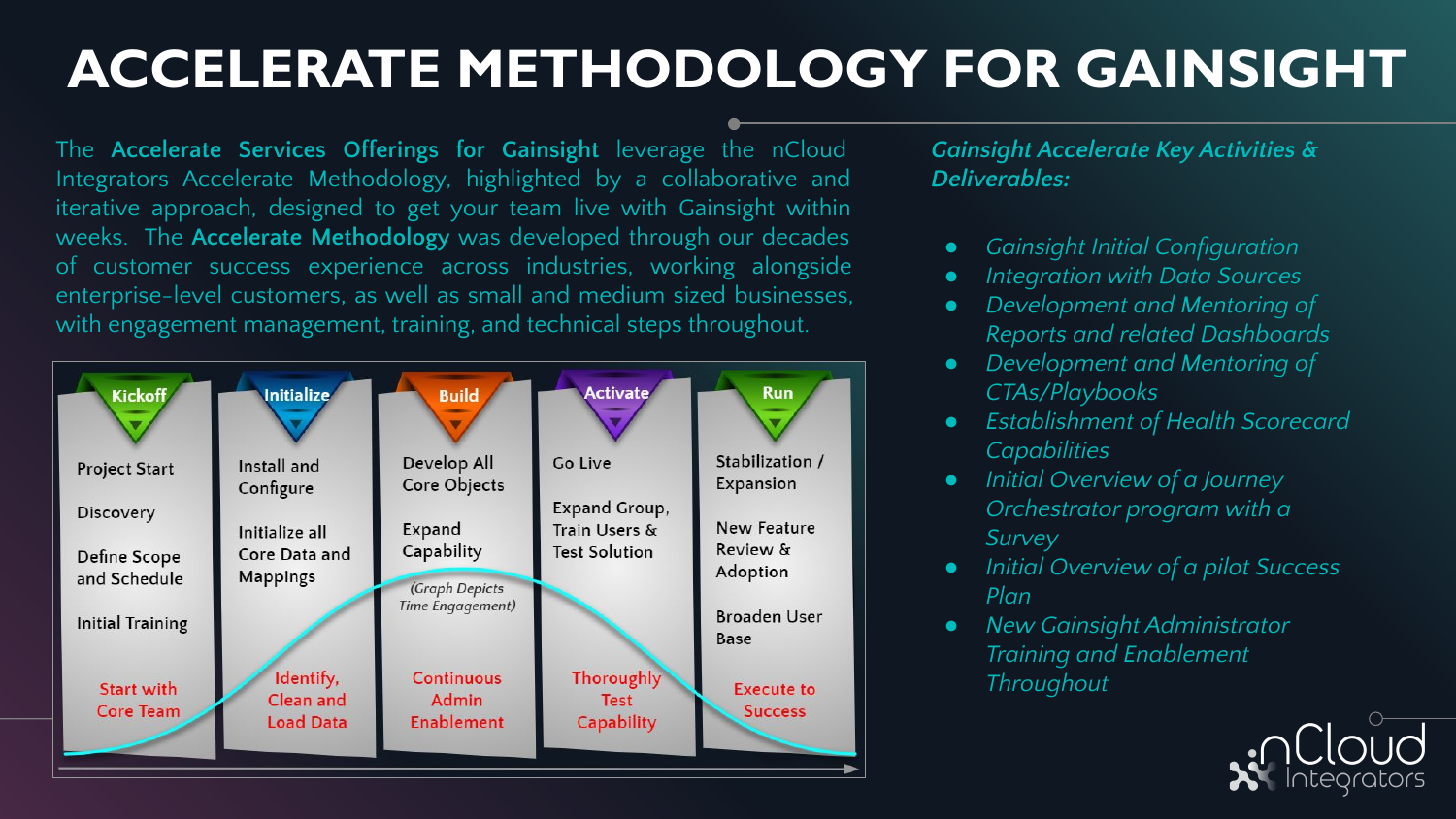# ACCELERATE METHODOLOGY FOR GAINSIGHT

The **Accelerate Services Offerings for Gainsight** leverage the nCloud Integrators Accelerate Methodology, highlighted by a collaborative and iterative approach, designed to get your team live with Gainsight within weeks. The **Accelerate Methodology** was developed through our decades of customer success experience across industries, working alongside enterprise-level customers, as well as small and medium sized businesses, with engagement management, training, and technical steps throughout.

| Kickoff | Initialize | Build | Activate | Run |
| --- | --- | --- | --- | --- |
| Project Start<br>Discovery<br>Define Scope and Schedule<br>Initial Training | Install and Configure<br>Initialize all Core Data and Mappings | Develop All Core Objects<br>Expand Capability | Go Live<br>Expand Group, Train Users & Test Solution | Stabilization / Expansion<br>New Feature Review & Adoption<br>Broaden User Base |
| Start with Core Team | Identify, Clean and Load Data | Continuous Admin Enablement | Thoroughly Test Capability | Execute to Success |

(Graph Depicts Time Engagement)

*Gainsight Accelerate Key Activities & Deliverables:*

- *Gainsight Initial Configuration*
- *Integration with Data Sources*
- *Development and Mentoring of Reports and related Dashboards*
- *Development and Mentoring of CTAs/Playbooks*
- *Establishment of Health Scorecard Capabilities*
- *Initial Overview of a Journey Orchestrator program with a Survey*
- *Initial Overview of a pilot Success Plan*
- *New Gainsight Administrator Training and Enablement Throughout*

nCloud Integrators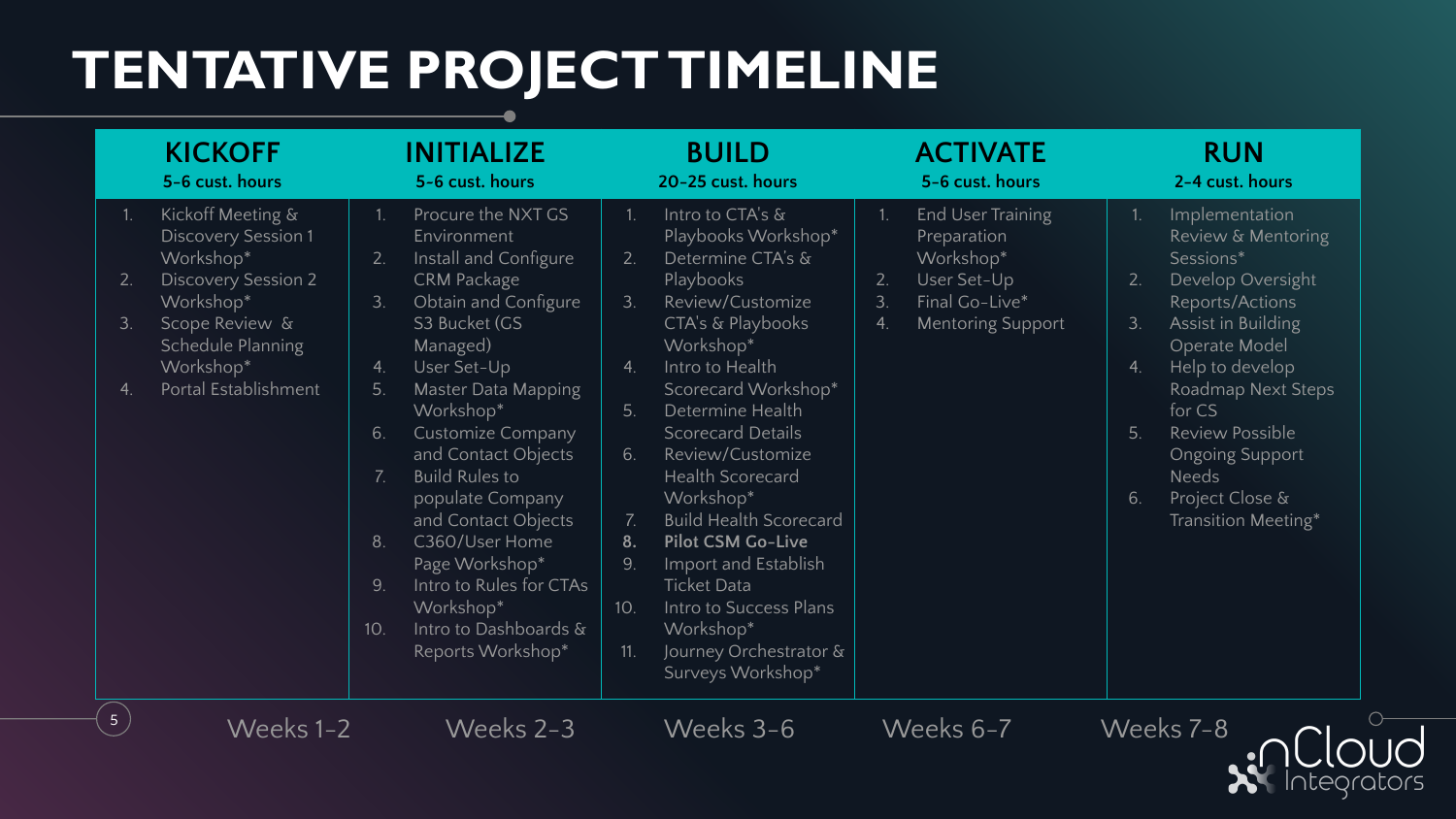# TENTATIVE PROJECT TIMELINE

| KICKOFF<br>5-6 cust. hours | INITIALIZE<br>5-6 cust. hours | BUILD<br>20-25 cust. hours | ACTIVATE<br>5-6 cust. hours | RUN<br>2-4 cust. hours |
|---|---|---|---|---|
| 1. Kickoff Meeting & Discovery Session 1 Workshop*<br>2. Discovery Session 2 Workshop*<br>3. Scope Review & Schedule Planning Workshop*<br>4. Portal Establishment | 1. Procure the NXT GS Environment<br>2. Install and Configure CRM Package<br>3. Obtain and Configure S3 Bucket (GS Managed)<br>4. User Set-Up<br>5. Master Data Mapping Workshop*<br>6. Customize Company and Contact Objects<br>7. Build Rules to populate Company and Contact Objects<br>8. C360/User Home Page Workshop*<br>9. Intro to Rules for CTAs Workshop*<br>10. Intro to Dashboards & Reports Workshop* | 1. Intro to CTA's & Playbooks Workshop*<br>2. Determine CTA's & Playbooks<br>3. Review/Customize CTA's & Playbooks Workshop*<br>4. Intro to Health Scorecard Workshop*<br>5. Determine Health Scorecard Details<br>6. Review/Customize Health Scorecard Workshop*<br>7. Build Health Scorecard<br>8. **Pilot CSM Go-Live**<br>9. Import and Establish Ticket Data<br>10. Intro to Success Plans Workshop*<br>11. Journey Orchestrator & Surveys Workshop* | 1. End User Training Preparation Workshop*<br>2. User Set-Up<br>3. Final Go-Live*<br>4. Mentoring Support | 1. Implementation Review & Mentoring Sessions*<br>2. Develop Oversight Reports/Actions<br>3. Assist in Building Operate Model<br>4. Help to develop Roadmap Next Steps for CS<br>5. Review Possible Ongoing Support Needs<br>6. Project Close & Transition Meeting* |
| Weeks 1-2 | Weeks 2-3 | Weeks 3-6 | Weeks 6-7 | Weeks 7-8 |

nCloud Integrators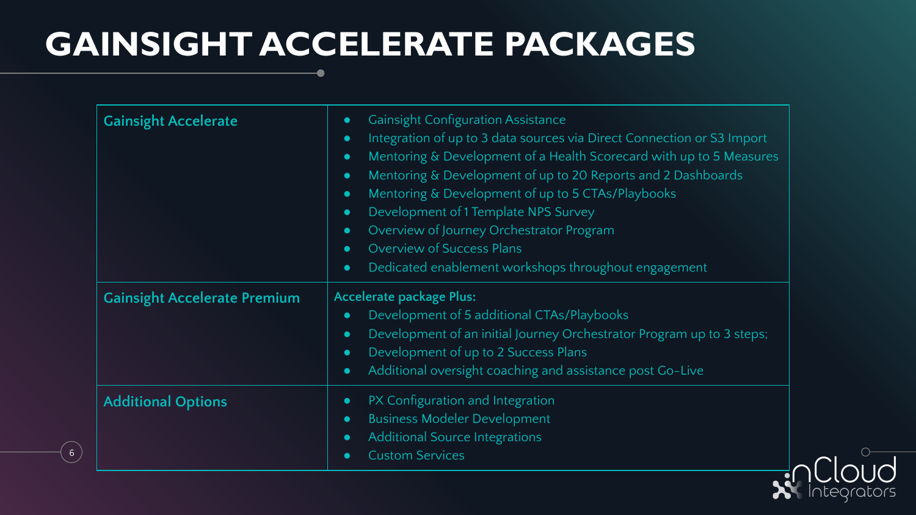# GAINSIGHT ACCELERATE PACKAGES

| | |
|---|---|
| **Gainsight Accelerate** | • Gainsight Configuration Assistance<br>• Integration of up to 3 data sources via Direct Connection or S3 Import<br>• Mentoring & Development of a Health Scorecard with up to 5 Measures<br>• Mentoring & Development of up to 20 Reports and 2 Dashboards<br>• Mentoring & Development of up to 5 CTAs/Playbooks<br>• Development of 1 Template NPS Survey<br>• Overview of Journey Orchestrator Program<br>• Overview of Success Plans<br>• Dedicated enablement workshops throughout engagement |
| **Gainsight Accelerate Premium** | **Accelerate package Plus:**<br>• Development of 5 additional CTAs/Playbooks<br>• Development of an initial Journey Orchestrator Program up to 3 steps;<br>• Development of up to 2 Success Plans<br>• Additional oversight coaching and assistance post Go-Live |
| **Additional Options** | • PX Configuration and Integration<br>• Business Modeler Development<br>• Additional Source Integrations<br>• Custom Services |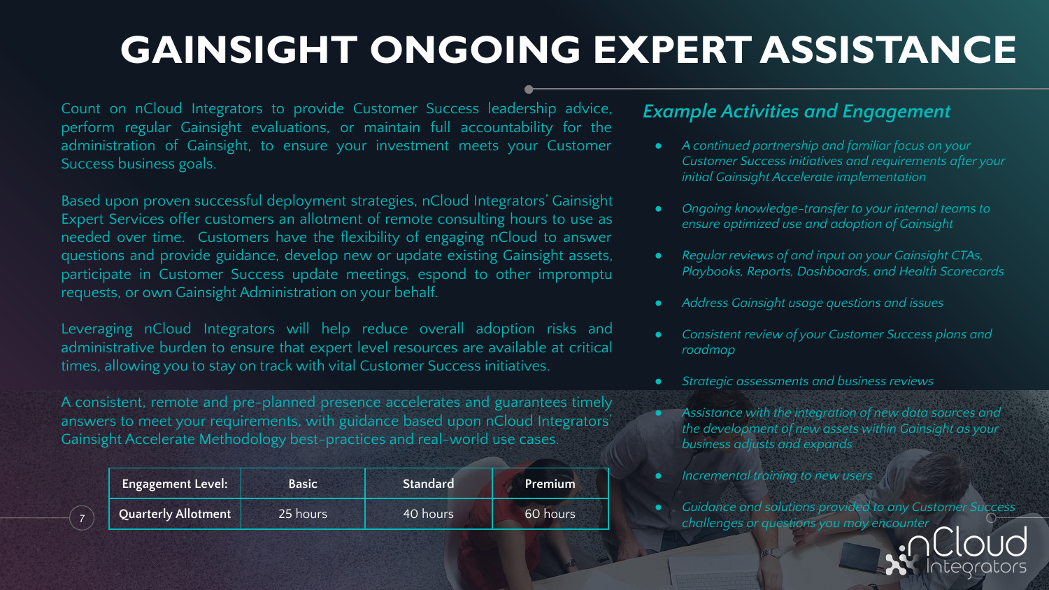# GAINSIGHT ONGOING EXPERT ASSISTANCE

Count on nCloud Integrators to provide Customer Success leadership advice, perform regular Gainsight evaluations, or maintain full accountability for the administration of Gainsight, to ensure your investment meets your Customer Success business goals.

Based upon proven successful deployment strategies, nCloud Integrators' Gainsight Expert Services offer customers an allotment of remote consulting hours to use as needed over time. Customers have the flexibility of engaging nCloud to answer questions and provide guidance, develop new or update existing Gainsight assets, participate in Customer Success update meetings, espond to other impromptu requests, or own Gainsight Administration on your behalf.

Leveraging nCloud Integrators will help reduce overall adoption risks and administrative burden to ensure that expert level resources are available at critical times, allowing you to stay on track with vital Customer Success initiatives.

A consistent, remote and pre-planned presence accelerates and guarantees timely answers to meet your requirements, with guidance based upon nCloud Integrators' Gainsight Accelerate Methodology best-practices and real-world use cases.

| Engagement Level: | Basic | Standard | Premium |
| --- | --- | --- | --- |
| Quarterly Allotment | 25 hours | 40 hours | 60 hours |

## *Example Activities and Engagement*

- *A continued partnership and familiar focus on your Customer Success initiatives and requirements after your initial Gainsight Accelerate implementation*
- *Ongoing knowledge-transfer to your internal teams to ensure optimized use and adoption of Gainsight*
- *Regular reviews of and input on your Gainsight CTAs, Playbooks, Reports, Dashboards, and Health Scorecards*
- *Address Gainsight usage questions and issues*
- *Consistent review of your Customer Success plans and roadmap*
- *Strategic assessments and business reviews*
- *Assistance with the integration of new data sources and the development of new assets within Gainsight as your business adjusts and expands*
- *Incremental training to new users*
- *Guidance and solutions provided to any Customer Success challenges or questions you may encounter*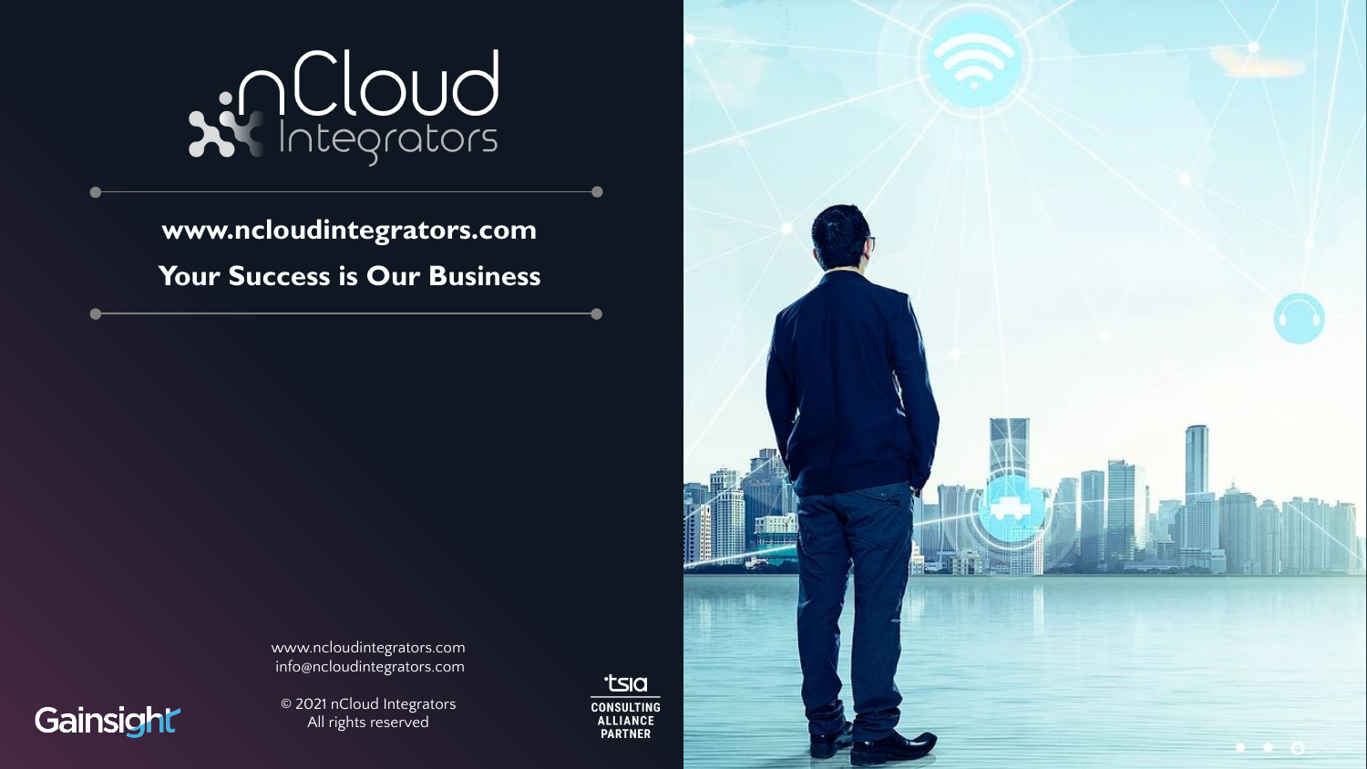# nCloud Integrators

**www.ncloudintegrators.com**

**Your Success is Our Business**

www.ncloudintegrators.com
info@ncloudintegrators.com

© 2021 nCloud Integrators
All rights reserved

Gainsight

tsia
CONSULTING ALLIANCE PARTNER